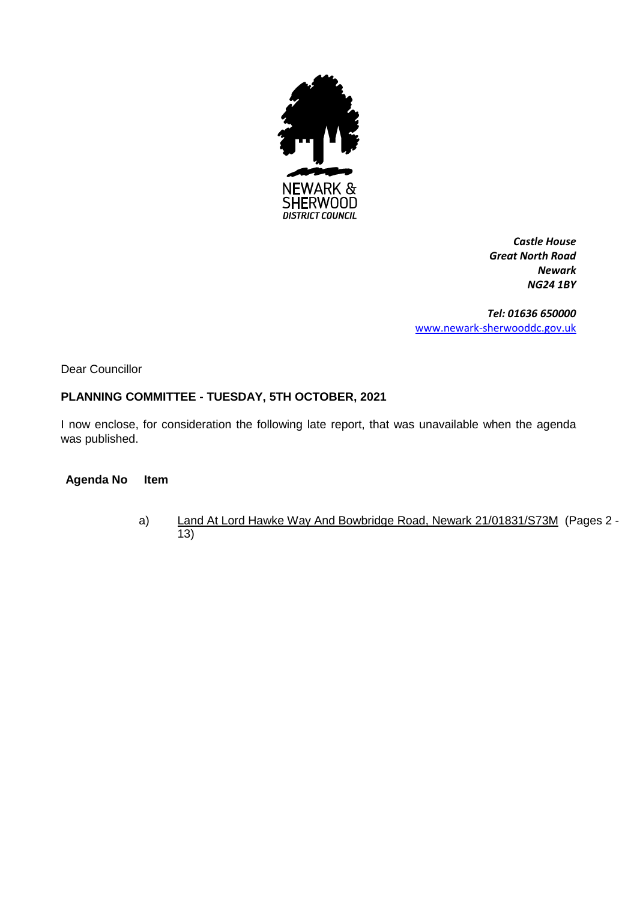NEWARK & SHERWOOD DISTRICT COUNCIL

*Castle House*
*Great North Road*
*Newark*
*NG24 1BY*

*Tel: 01636 650000*
www.newark-sherwooddc.gov.uk

Dear Councillor

**PLANNING COMMITTEE - TUESDAY, 5TH OCTOBER, 2021**

I now enclose, for consideration the following late report, that was unavailable when the agenda was published.

| Agenda No | Item |
|---|---|
| | a) Land At Lord Hawke Way And Bowbridge Road, Newark 21/01831/S73M (Pages 2 - 13) |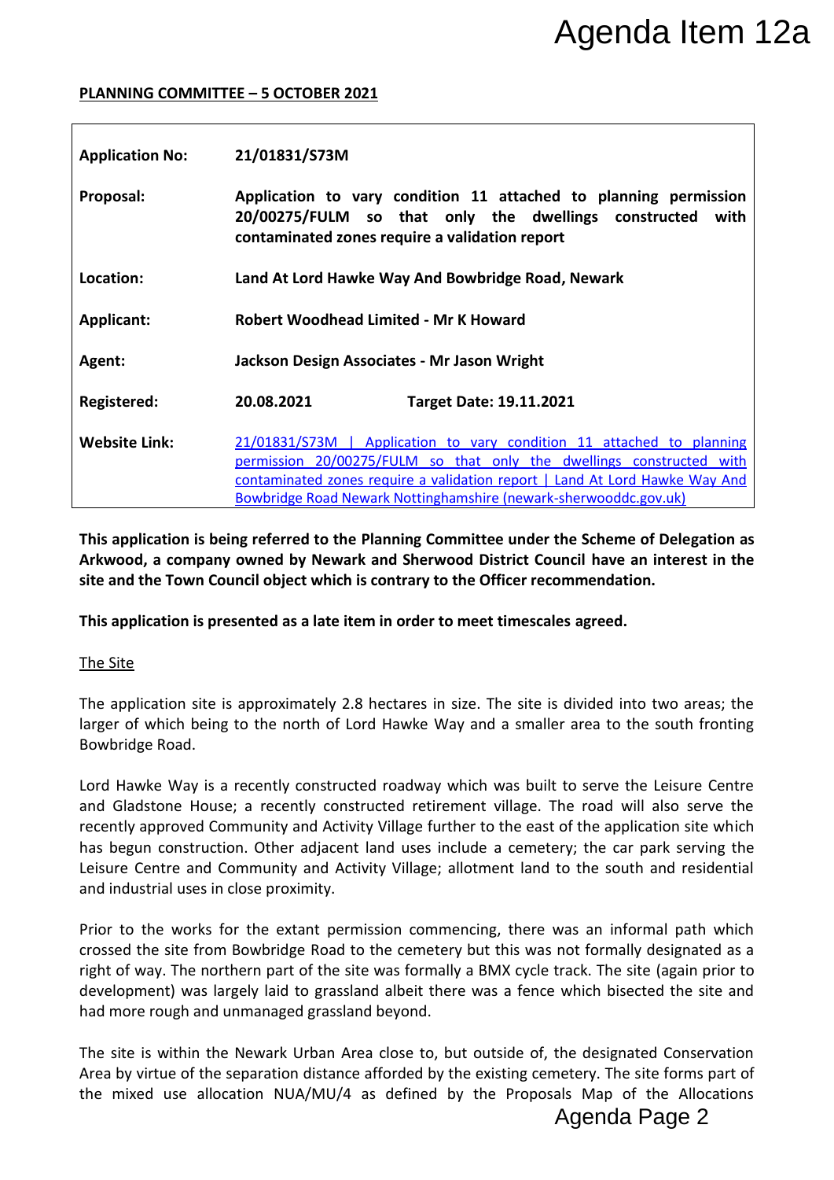**PLANNING COMMITTEE – 5 OCTOBER 2021**

| | | |
|---|---|---|
| **Application No:** | **21/01831/S73M** | |
| **Proposal:** | **Application to vary condition 11 attached to planning permission 20/00275/FULM so that only the dwellings constructed with contaminated zones require a validation report** | |
| **Location:** | **Land At Lord Hawke Way And Bowbridge Road, Newark** | |
| **Applicant:** | **Robert Woodhead Limited - Mr K Howard** | |
| **Agent:** | **Jackson Design Associates - Mr Jason Wright** | |
| **Registered:** | **20.08.2021** | **Target Date: 19.11.2021** |
| **Website Link:** | 21/01831/S73M \| Application to vary condition 11 attached to planning permission 20/00275/FULM so that only the dwellings constructed with contaminated zones require a validation report \| Land At Lord Hawke Way And Bowbridge Road Newark Nottinghamshire (newark-sherwooddc.gov.uk) | |

**This application is being referred to the Planning Committee under the Scheme of Delegation as Arkwood, a company owned by Newark and Sherwood District Council have an interest in the site and the Town Council object which is contrary to the Officer recommendation.**

**This application is presented as a late item in order to meet timescales agreed.**

## The Site

The application site is approximately 2.8 hectares in size. The site is divided into two areas; the larger of which being to the north of Lord Hawke Way and a smaller area to the south fronting Bowbridge Road.

Lord Hawke Way is a recently constructed roadway which was built to serve the Leisure Centre and Gladstone House; a recently constructed retirement village. The road will also serve the recently approved Community and Activity Village further to the east of the application site which has begun construction. Other adjacent land uses include a cemetery; the car park serving the Leisure Centre and Community and Activity Village; allotment land to the south and residential and industrial uses in close proximity.

Prior to the works for the extant permission commencing, there was an informal path which crossed the site from Bowbridge Road to the cemetery but this was not formally designated as a right of way. The northern part of the site was formally a BMX cycle track. The site (again prior to development) was largely laid to grassland albeit there was a fence which bisected the site and had more rough and unmanaged grassland beyond.

The site is within the Newark Urban Area close to, but outside of, the designated Conservation Area by virtue of the separation distance afforded by the existing cemetery. The site forms part of the mixed use allocation NUA/MU/4 as defined by the Proposals Map of the Allocations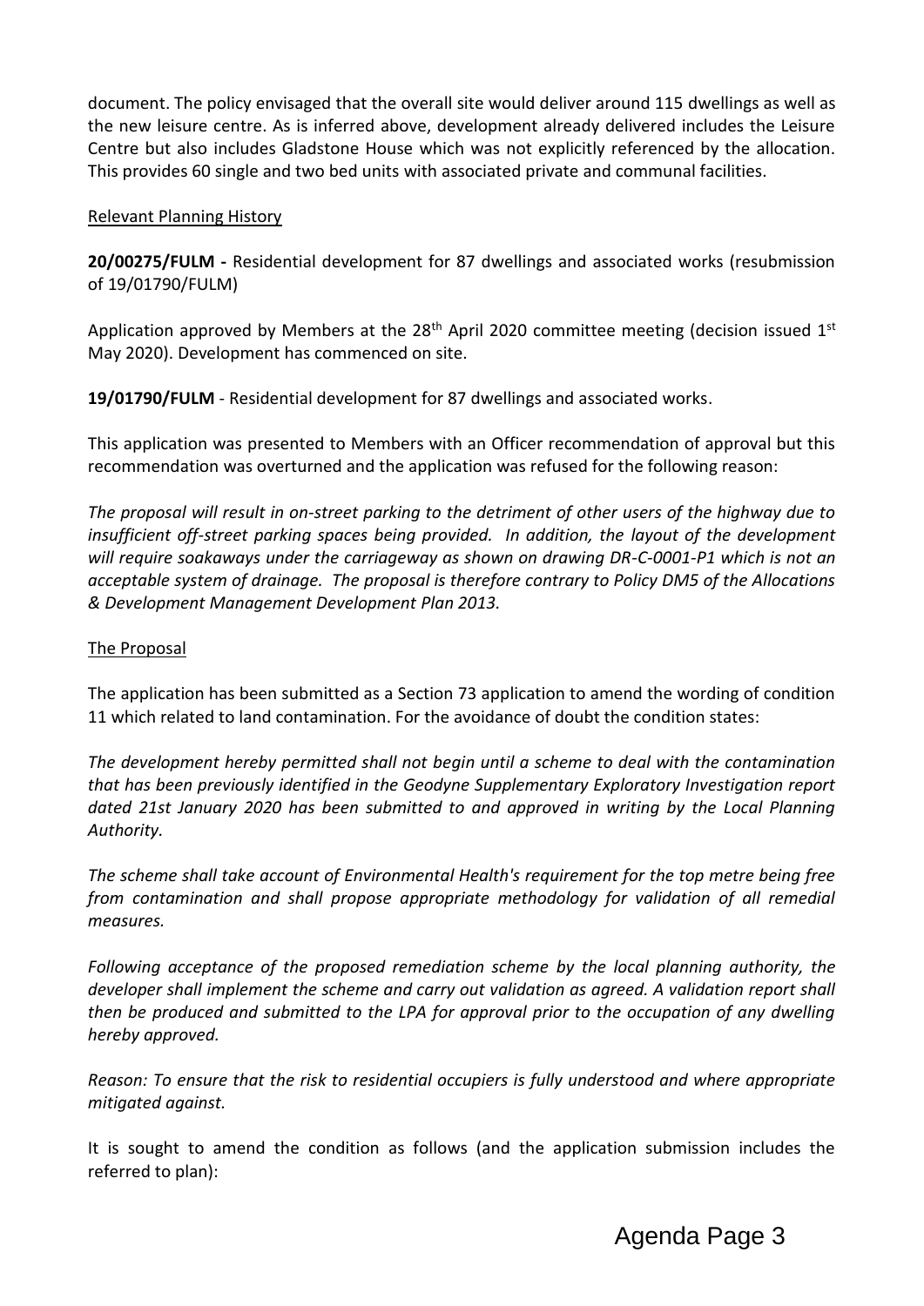document. The policy envisaged that the overall site would deliver around 115 dwellings as well as the new leisure centre. As is inferred above, development already delivered includes the Leisure Centre but also includes Gladstone House which was not explicitly referenced by the allocation. This provides 60 single and two bed units with associated private and communal facilities.

## Relevant Planning History

**20/00275/FULM -** Residential development for 87 dwellings and associated works (resubmission of 19/01790/FULM)

Application approved by Members at the 28th April 2020 committee meeting (decision issued 1st May 2020). Development has commenced on site.

**19/01790/FULM** - Residential development for 87 dwellings and associated works.

This application was presented to Members with an Officer recommendation of approval but this recommendation was overturned and the application was refused for the following reason:

*The proposal will result in on-street parking to the detriment of other users of the highway due to insufficient off-street parking spaces being provided. In addition, the layout of the development will require soakaways under the carriageway as shown on drawing DR-C-0001-P1 which is not an acceptable system of drainage. The proposal is therefore contrary to Policy DM5 of the Allocations & Development Management Development Plan 2013.*

## The Proposal

The application has been submitted as a Section 73 application to amend the wording of condition 11 which related to land contamination. For the avoidance of doubt the condition states:

*The development hereby permitted shall not begin until a scheme to deal with the contamination that has been previously identified in the Geodyne Supplementary Exploratory Investigation report dated 21st January 2020 has been submitted to and approved in writing by the Local Planning Authority.*

*The scheme shall take account of Environmental Health's requirement for the top metre being free from contamination and shall propose appropriate methodology for validation of all remedial measures.*

*Following acceptance of the proposed remediation scheme by the local planning authority, the developer shall implement the scheme and carry out validation as agreed. A validation report shall then be produced and submitted to the LPA for approval prior to the occupation of any dwelling hereby approved.*

*Reason: To ensure that the risk to residential occupiers is fully understood and where appropriate mitigated against.*

It is sought to amend the condition as follows (and the application submission includes the referred to plan):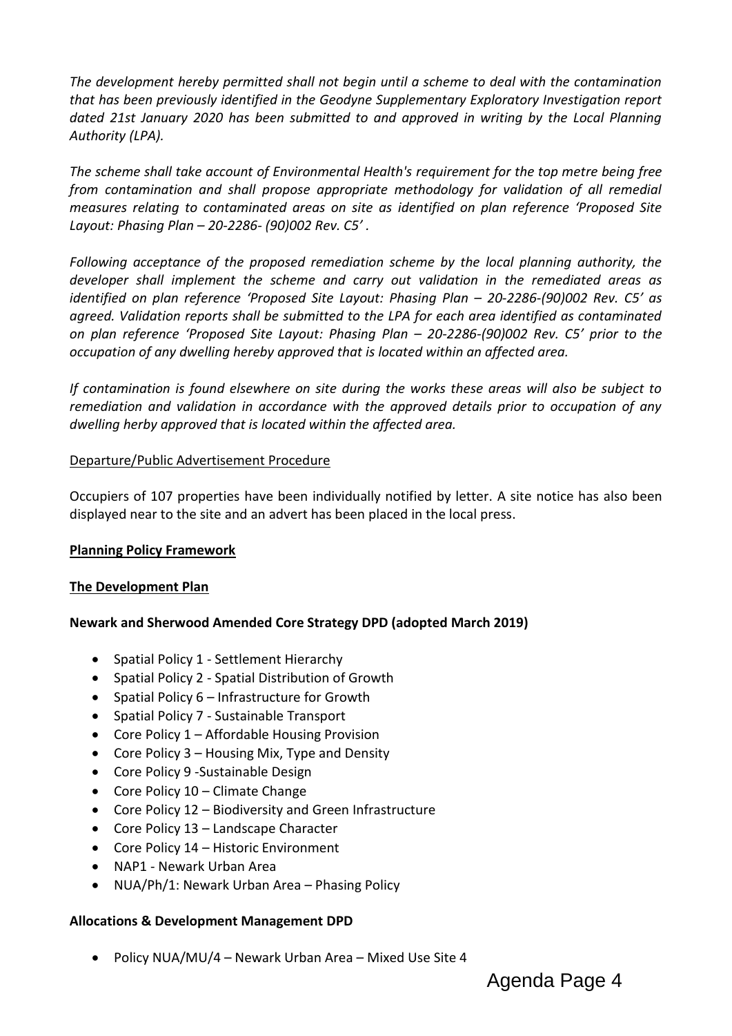*The development hereby permitted shall not begin until a scheme to deal with the contamination that has been previously identified in the Geodyne Supplementary Exploratory Investigation report dated 21st January 2020 has been submitted to and approved in writing by the Local Planning Authority (LPA).*

*The scheme shall take account of Environmental Health's requirement for the top metre being free from contamination and shall propose appropriate methodology for validation of all remedial measures relating to contaminated areas on site as identified on plan reference 'Proposed Site Layout: Phasing Plan – 20-2286- (90)002 Rev. C5' .*

*Following acceptance of the proposed remediation scheme by the local planning authority, the developer shall implement the scheme and carry out validation in the remediated areas as identified on plan reference 'Proposed Site Layout: Phasing Plan – 20-2286-(90)002 Rev. C5' as agreed. Validation reports shall be submitted to the LPA for each area identified as contaminated on plan reference 'Proposed Site Layout: Phasing Plan – 20-2286-(90)002 Rev. C5' prior to the occupation of any dwelling hereby approved that is located within an affected area.*

*If contamination is found elsewhere on site during the works these areas will also be subject to remediation and validation in accordance with the approved details prior to occupation of any dwelling herby approved that is located within the affected area.*

Departure/Public Advertisement Procedure

Occupiers of 107 properties have been individually notified by letter. A site notice has also been displayed near to the site and an advert has been placed in the local press.

**Planning Policy Framework**

**The Development Plan**

**Newark and Sherwood Amended Core Strategy DPD (adopted March 2019)**

- Spatial Policy 1 - Settlement Hierarchy
- Spatial Policy 2 - Spatial Distribution of Growth
- Spatial Policy 6 – Infrastructure for Growth
- Spatial Policy 7 - Sustainable Transport
- Core Policy 1 – Affordable Housing Provision
- Core Policy 3 – Housing Mix, Type and Density
- Core Policy 9 -Sustainable Design
- Core Policy 10 – Climate Change
- Core Policy 12 – Biodiversity and Green Infrastructure
- Core Policy 13 – Landscape Character
- Core Policy 14 – Historic Environment
- NAP1 - Newark Urban Area
- NUA/Ph/1: Newark Urban Area – Phasing Policy

**Allocations & Development Management DPD**

- Policy NUA/MU/4 – Newark Urban Area – Mixed Use Site 4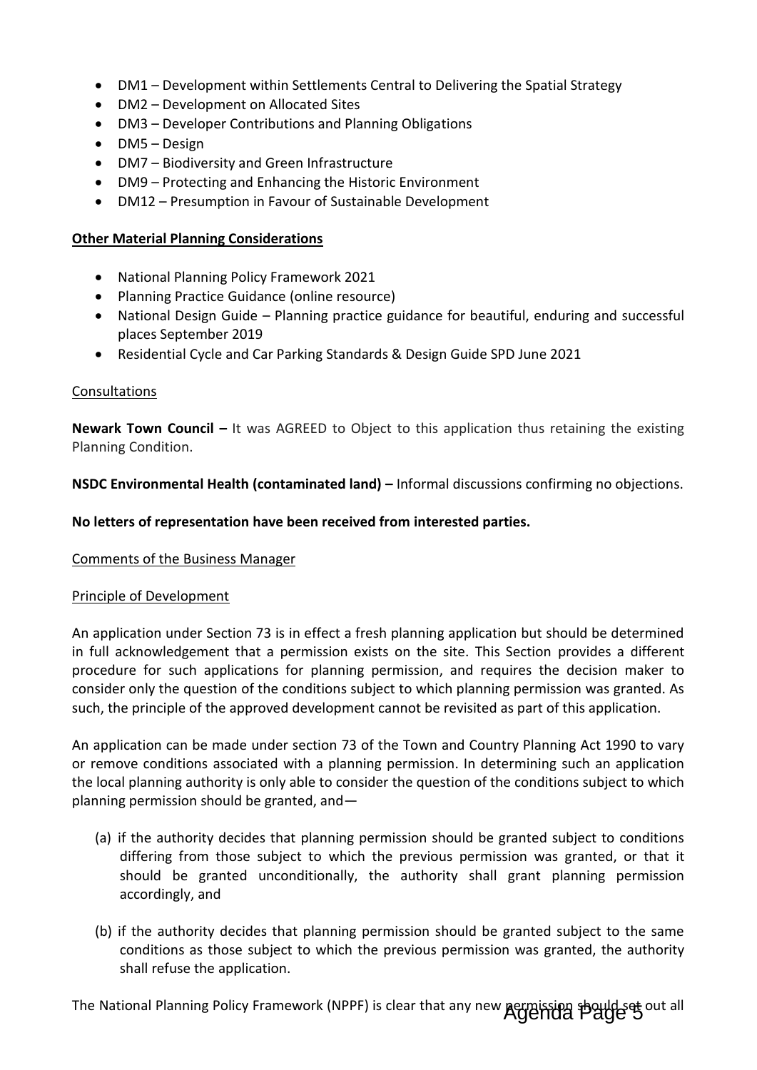- DM1 – Development within Settlements Central to Delivering the Spatial Strategy
- DM2 – Development on Allocated Sites
- DM3 – Developer Contributions and Planning Obligations
- DM5 – Design
- DM7 – Biodiversity and Green Infrastructure
- DM9 – Protecting and Enhancing the Historic Environment
- DM12 – Presumption in Favour of Sustainable Development

**Other Material Planning Considerations**

- National Planning Policy Framework 2021
- Planning Practice Guidance (online resource)
- National Design Guide – Planning practice guidance for beautiful, enduring and successful places September 2019
- Residential Cycle and Car Parking Standards & Design Guide SPD June 2021

Consultations

**Newark Town Council –** It was AGREED to Object to this application thus retaining the existing Planning Condition.

**NSDC Environmental Health (contaminated land) –** Informal discussions confirming no objections.

**No letters of representation have been received from interested parties.**

Comments of the Business Manager

Principle of Development

An application under Section 73 is in effect a fresh planning application but should be determined in full acknowledgement that a permission exists on the site. This Section provides a different procedure for such applications for planning permission, and requires the decision maker to consider only the question of the conditions subject to which planning permission was granted. As such, the principle of the approved development cannot be revisited as part of this application.

An application can be made under section 73 of the Town and Country Planning Act 1990 to vary or remove conditions associated with a planning permission. In determining such an application the local planning authority is only able to consider the question of the conditions subject to which planning permission should be granted, and—

(a) if the authority decides that planning permission should be granted subject to conditions differing from those subject to which the previous permission was granted, or that it should be granted unconditionally, the authority shall grant planning permission accordingly, and

(b) if the authority decides that planning permission should be granted subject to the same conditions as those subject to which the previous permission was granted, the authority shall refuse the application.

The National Planning Policy Framework (NPPF) is clear that any new permission should set out all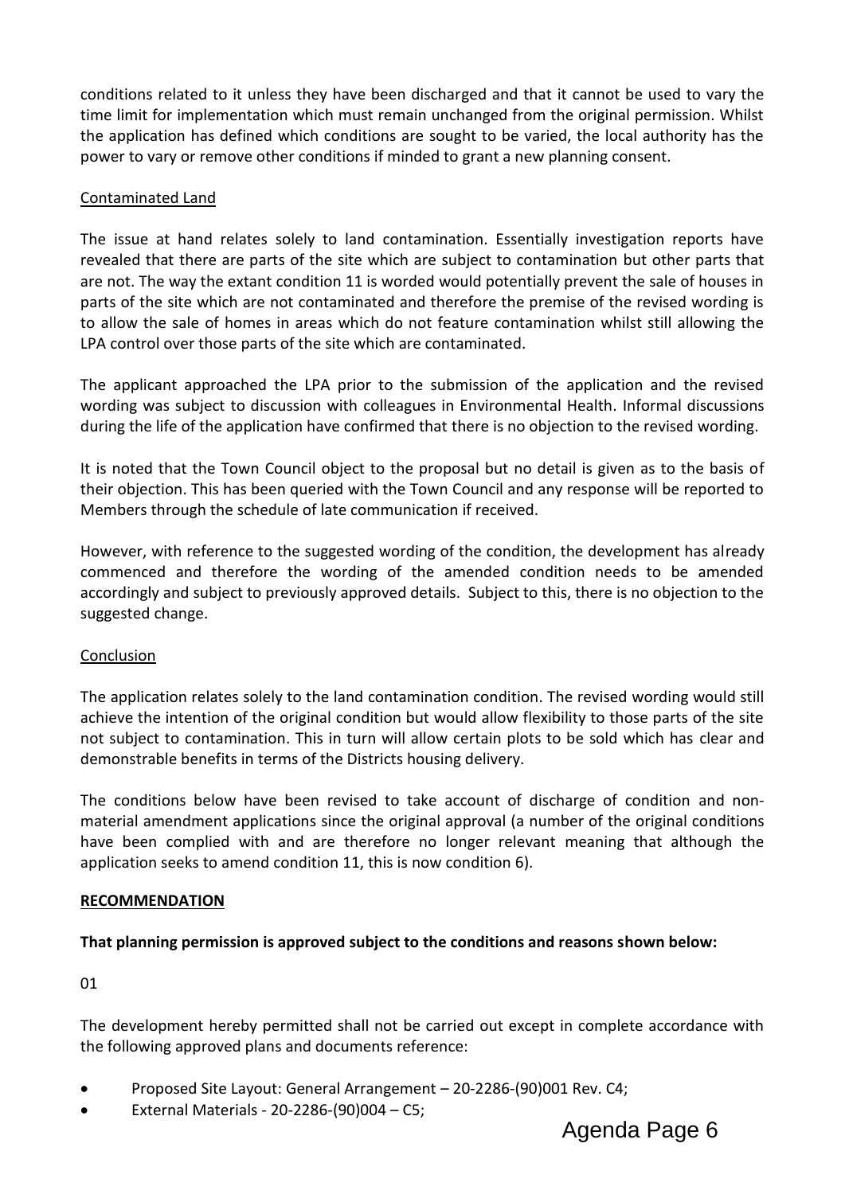conditions related to it unless they have been discharged and that it cannot be used to vary the time limit for implementation which must remain unchanged from the original permission. Whilst the application has defined which conditions are sought to be varied, the local authority has the power to vary or remove other conditions if minded to grant a new planning consent.

Contaminated Land

The issue at hand relates solely to land contamination. Essentially investigation reports have revealed that there are parts of the site which are subject to contamination but other parts that are not. The way the extant condition 11 is worded would potentially prevent the sale of houses in parts of the site which are not contaminated and therefore the premise of the revised wording is to allow the sale of homes in areas which do not feature contamination whilst still allowing the LPA control over those parts of the site which are contaminated.

The applicant approached the LPA prior to the submission of the application and the revised wording was subject to discussion with colleagues in Environmental Health. Informal discussions during the life of the application have confirmed that there is no objection to the revised wording.

It is noted that the Town Council object to the proposal but no detail is given as to the basis of their objection. This has been queried with the Town Council and any response will be reported to Members through the schedule of late communication if received.

However, with reference to the suggested wording of the condition, the development has already commenced and therefore the wording of the amended condition needs to be amended accordingly and subject to previously approved details. Subject to this, there is no objection to the suggested change.

Conclusion

The application relates solely to the land contamination condition. The revised wording would still achieve the intention of the original condition but would allow flexibility to those parts of the site not subject to contamination. This in turn will allow certain plots to be sold which has clear and demonstrable benefits in terms of the Districts housing delivery.

The conditions below have been revised to take account of discharge of condition and non-material amendment applications since the original approval (a number of the original conditions have been complied with and are therefore no longer relevant meaning that although the application seeks to amend condition 11, this is now condition 6).

**RECOMMENDATION**

**That planning permission is approved subject to the conditions and reasons shown below:**

01

The development hereby permitted shall not be carried out except in complete accordance with the following approved plans and documents reference:

- Proposed Site Layout: General Arrangement – 20-2286-(90)001 Rev. C4;
- External Materials - 20-2286-(90)004 – C5;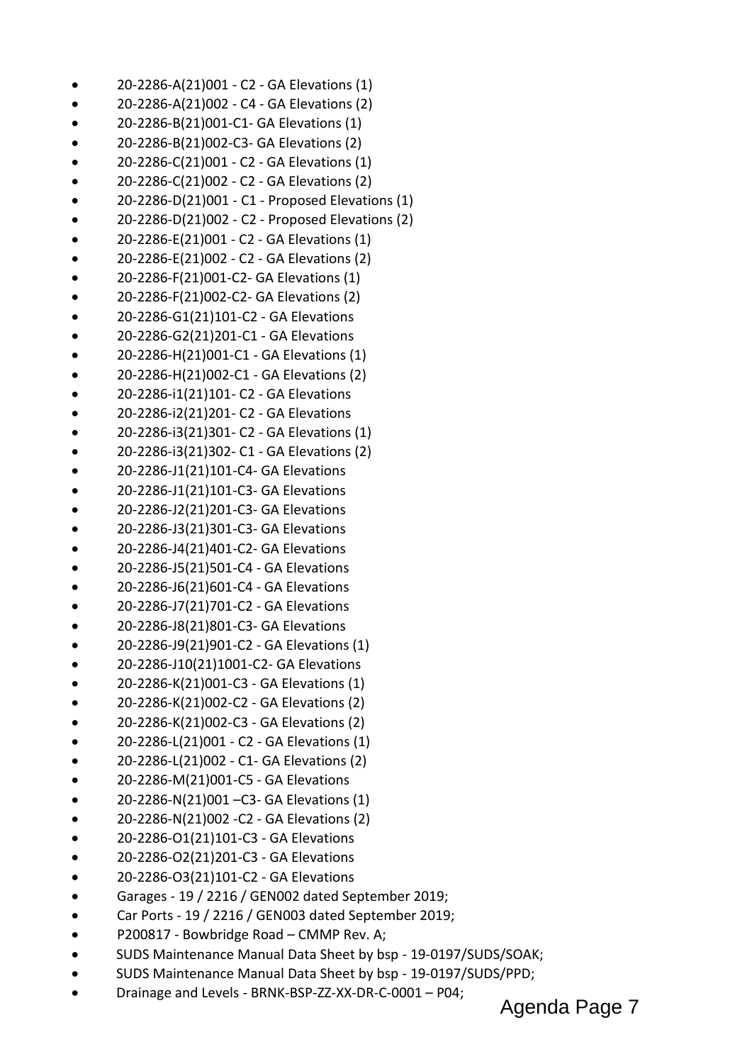- 20-2286-A(21)001 - C2 - GA Elevations (1)
- 20-2286-A(21)002 - C4 - GA Elevations (2)
- 20-2286-B(21)001-C1- GA Elevations (1)
- 20-2286-B(21)002-C3- GA Elevations (2)
- 20-2286-C(21)001 - C2 - GA Elevations (1)
- 20-2286-C(21)002 - C2 - GA Elevations (2)
- 20-2286-D(21)001 - C1 - Proposed Elevations (1)
- 20-2286-D(21)002 - C2 - Proposed Elevations (2)
- 20-2286-E(21)001 - C2 - GA Elevations (1)
- 20-2286-E(21)002 - C2 - GA Elevations (2)
- 20-2286-F(21)001-C2- GA Elevations (1)
- 20-2286-F(21)002-C2- GA Elevations (2)
- 20-2286-G1(21)101-C2 - GA Elevations
- 20-2286-G2(21)201-C1 - GA Elevations
- 20-2286-H(21)001-C1 - GA Elevations (1)
- 20-2286-H(21)002-C1 - GA Elevations (2)
- 20-2286-i1(21)101- C2 - GA Elevations
- 20-2286-i2(21)201- C2 - GA Elevations
- 20-2286-i3(21)301- C2 - GA Elevations (1)
- 20-2286-i3(21)302- C1 - GA Elevations (2)
- 20-2286-J1(21)101-C4- GA Elevations
- 20-2286-J1(21)101-C3- GA Elevations
- 20-2286-J2(21)201-C3- GA Elevations
- 20-2286-J3(21)301-C3- GA Elevations
- 20-2286-J4(21)401-C2- GA Elevations
- 20-2286-J5(21)501-C4 - GA Elevations
- 20-2286-J6(21)601-C4 - GA Elevations
- 20-2286-J7(21)701-C2 - GA Elevations
- 20-2286-J8(21)801-C3- GA Elevations
- 20-2286-J9(21)901-C2 - GA Elevations (1)
- 20-2286-J10(21)1001-C2- GA Elevations
- 20-2286-K(21)001-C3 - GA Elevations (1)
- 20-2286-K(21)002-C2 - GA Elevations (2)
- 20-2286-K(21)002-C3 - GA Elevations (2)
- 20-2286-L(21)001 - C2 - GA Elevations (1)
- 20-2286-L(21)002 - C1- GA Elevations (2)
- 20-2286-M(21)001-C5 - GA Elevations
- 20-2286-N(21)001 –C3- GA Elevations (1)
- 20-2286-N(21)002 -C2 - GA Elevations (2)
- 20-2286-O1(21)101-C3 - GA Elevations
- 20-2286-O2(21)201-C3 - GA Elevations
- 20-2286-O3(21)101-C2 - GA Elevations
- Garages - 19 / 2216 / GEN002 dated September 2019;
- Car Ports - 19 / 2216 / GEN003 dated September 2019;
- P200817 - Bowbridge Road – CMMP Rev. A;
- SUDS Maintenance Manual Data Sheet by bsp - 19-0197/SUDS/SOAK;
- SUDS Maintenance Manual Data Sheet by bsp - 19-0197/SUDS/PPD;
- Drainage and Levels - BRNK-BSP-ZZ-XX-DR-C-0001 – P04;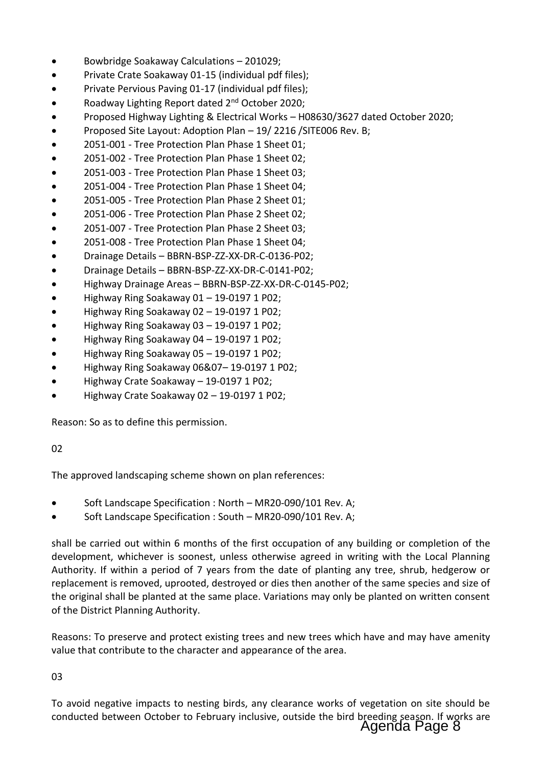- Bowbridge Soakaway Calculations – 201029;
- Private Crate Soakaway 01-15 (individual pdf files);
- Private Pervious Paving 01-17 (individual pdf files);
- Roadway Lighting Report dated 2nd October 2020;
- Proposed Highway Lighting & Electrical Works – H08630/3627 dated October 2020;
- Proposed Site Layout: Adoption Plan – 19/ 2216 /SITE006 Rev. B;
- 2051-001 - Tree Protection Plan Phase 1 Sheet 01;
- 2051-002 - Tree Protection Plan Phase 1 Sheet 02;
- 2051-003 - Tree Protection Plan Phase 1 Sheet 03;
- 2051-004 - Tree Protection Plan Phase 1 Sheet 04;
- 2051-005 - Tree Protection Plan Phase 2 Sheet 01;
- 2051-006 - Tree Protection Plan Phase 2 Sheet 02;
- 2051-007 - Tree Protection Plan Phase 2 Sheet 03;
- 2051-008 - Tree Protection Plan Phase 1 Sheet 04;
- Drainage Details – BBRN-BSP-ZZ-XX-DR-C-0136-P02;
- Drainage Details – BBRN-BSP-ZZ-XX-DR-C-0141-P02;
- Highway Drainage Areas – BBRN-BSP-ZZ-XX-DR-C-0145-P02;
- Highway Ring Soakaway 01 – 19-0197 1 P02;
- Highway Ring Soakaway 02 – 19-0197 1 P02;
- Highway Ring Soakaway 03 – 19-0197 1 P02;
- Highway Ring Soakaway 04 – 19-0197 1 P02;
- Highway Ring Soakaway 05 – 19-0197 1 P02;
- Highway Ring Soakaway 06&07– 19-0197 1 P02;
- Highway Crate Soakaway – 19-0197 1 P02;
- Highway Crate Soakaway 02 – 19-0197 1 P02;

Reason: So as to define this permission.

02

The approved landscaping scheme shown on plan references:

- Soft Landscape Specification : North – MR20-090/101 Rev. A;
- Soft Landscape Specification : South – MR20-090/101 Rev. A;

shall be carried out within 6 months of the first occupation of any building or completion of the development, whichever is soonest, unless otherwise agreed in writing with the Local Planning Authority. If within a period of 7 years from the date of planting any tree, shrub, hedgerow or replacement is removed, uprooted, destroyed or dies then another of the same species and size of the original shall be planted at the same place. Variations may only be planted on written consent of the District Planning Authority.

Reasons: To preserve and protect existing trees and new trees which have and may have amenity value that contribute to the character and appearance of the area.

03

To avoid negative impacts to nesting birds, any clearance works of vegetation on site should be conducted between October to February inclusive, outside the bird breeding season. If works are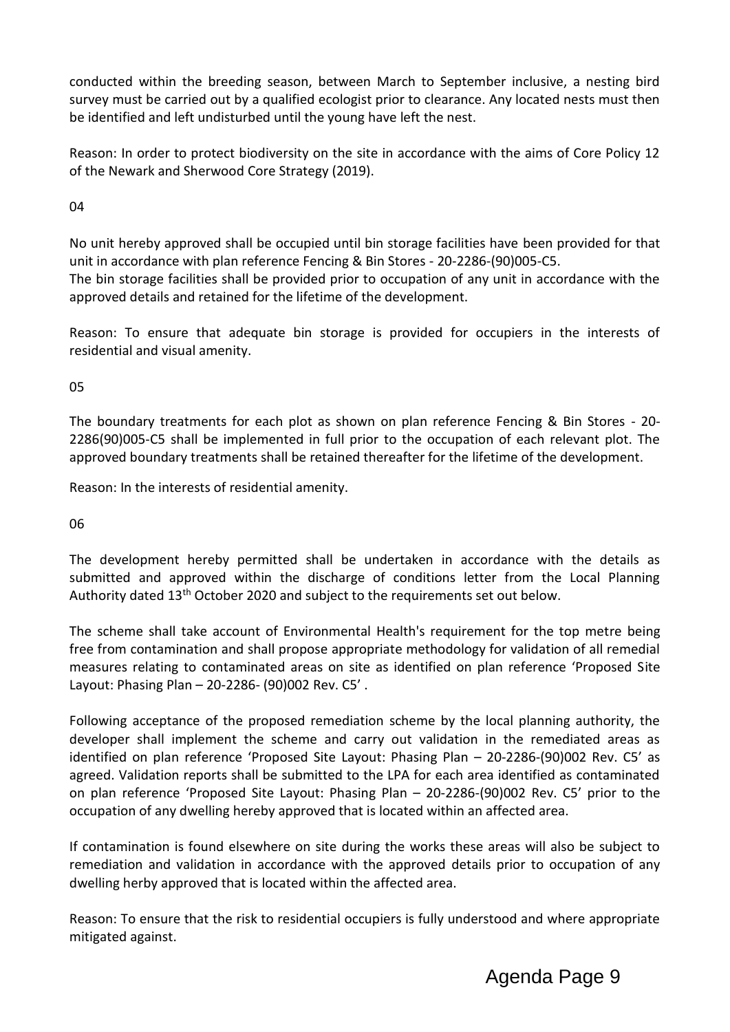conducted within the breeding season, between March to September inclusive, a nesting bird survey must be carried out by a qualified ecologist prior to clearance. Any located nests must then be identified and left undisturbed until the young have left the nest.

Reason: In order to protect biodiversity on the site in accordance with the aims of Core Policy 12 of the Newark and Sherwood Core Strategy (2019).

04

No unit hereby approved shall be occupied until bin storage facilities have been provided for that unit in accordance with plan reference Fencing & Bin Stores - 20-2286-(90)005-C5.
The bin storage facilities shall be provided prior to occupation of any unit in accordance with the approved details and retained for the lifetime of the development.

Reason: To ensure that adequate bin storage is provided for occupiers in the interests of residential and visual amenity.

05

The boundary treatments for each plot as shown on plan reference Fencing & Bin Stores - 20-2286(90)005-C5 shall be implemented in full prior to the occupation of each relevant plot. The approved boundary treatments shall be retained thereafter for the lifetime of the development.

Reason: In the interests of residential amenity.

06

The development hereby permitted shall be undertaken in accordance with the details as submitted and approved within the discharge of conditions letter from the Local Planning Authority dated 13th October 2020 and subject to the requirements set out below.

The scheme shall take account of Environmental Health's requirement for the top metre being free from contamination and shall propose appropriate methodology for validation of all remedial measures relating to contaminated areas on site as identified on plan reference 'Proposed Site Layout: Phasing Plan – 20-2286- (90)002 Rev. C5' .

Following acceptance of the proposed remediation scheme by the local planning authority, the developer shall implement the scheme and carry out validation in the remediated areas as identified on plan reference 'Proposed Site Layout: Phasing Plan – 20-2286-(90)002 Rev. C5' as agreed. Validation reports shall be submitted to the LPA for each area identified as contaminated on plan reference 'Proposed Site Layout: Phasing Plan – 20-2286-(90)002 Rev. C5' prior to the occupation of any dwelling hereby approved that is located within an affected area.

If contamination is found elsewhere on site during the works these areas will also be subject to remediation and validation in accordance with the approved details prior to occupation of any dwelling herby approved that is located within the affected area.

Reason: To ensure that the risk to residential occupiers is fully understood and where appropriate mitigated against.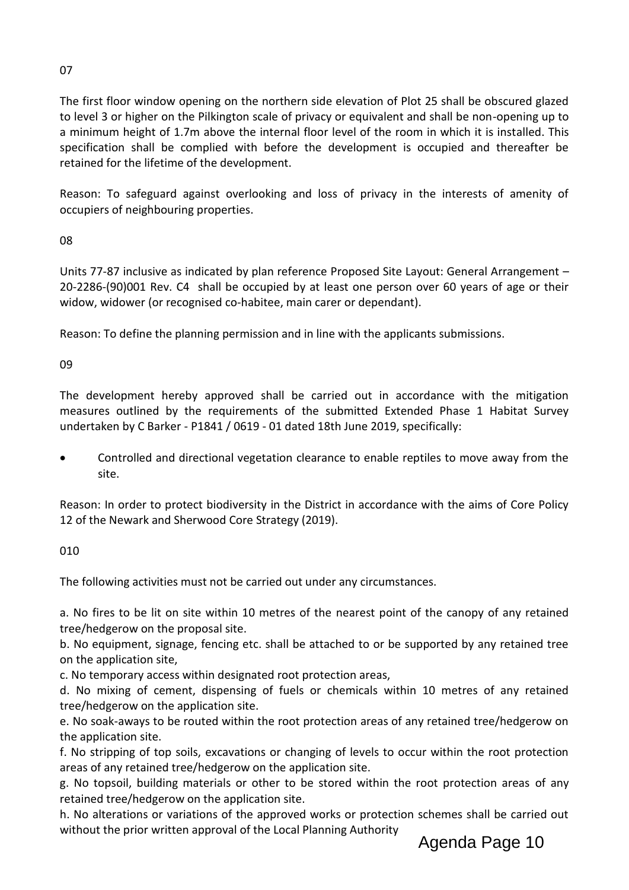07

The first floor window opening on the northern side elevation of Plot 25 shall be obscured glazed to level 3 or higher on the Pilkington scale of privacy or equivalent and shall be non-opening up to a minimum height of 1.7m above the internal floor level of the room in which it is installed. This specification shall be complied with before the development is occupied and thereafter be retained for the lifetime of the development.

Reason: To safeguard against overlooking and loss of privacy in the interests of amenity of occupiers of neighbouring properties.

08

Units 77-87 inclusive as indicated by plan reference Proposed Site Layout: General Arrangement – 20-2286-(90)001 Rev. C4 shall be occupied by at least one person over 60 years of age or their widow, widower (or recognised co-habitee, main carer or dependant).

Reason: To define the planning permission and in line with the applicants submissions.

09

The development hereby approved shall be carried out in accordance with the mitigation measures outlined by the requirements of the submitted Extended Phase 1 Habitat Survey undertaken by C Barker - P1841 / 0619 - 01 dated 18th June 2019, specifically:

- Controlled and directional vegetation clearance to enable reptiles to move away from the site.

Reason: In order to protect biodiversity in the District in accordance with the aims of Core Policy 12 of the Newark and Sherwood Core Strategy (2019).

010

The following activities must not be carried out under any circumstances.

a. No fires to be lit on site within 10 metres of the nearest point of the canopy of any retained tree/hedgerow on the proposal site.
b. No equipment, signage, fencing etc. shall be attached to or be supported by any retained tree on the application site,
c. No temporary access within designated root protection areas,
d. No mixing of cement, dispensing of fuels or chemicals within 10 metres of any retained tree/hedgerow on the application site.
e. No soak-aways to be routed within the root protection areas of any retained tree/hedgerow on the application site.
f. No stripping of top soils, excavations or changing of levels to occur within the root protection areas of any retained tree/hedgerow on the application site.
g. No topsoil, building materials or other to be stored within the root protection areas of any retained tree/hedgerow on the application site.
h. No alterations or variations of the approved works or protection schemes shall be carried out without the prior written approval of the Local Planning Authority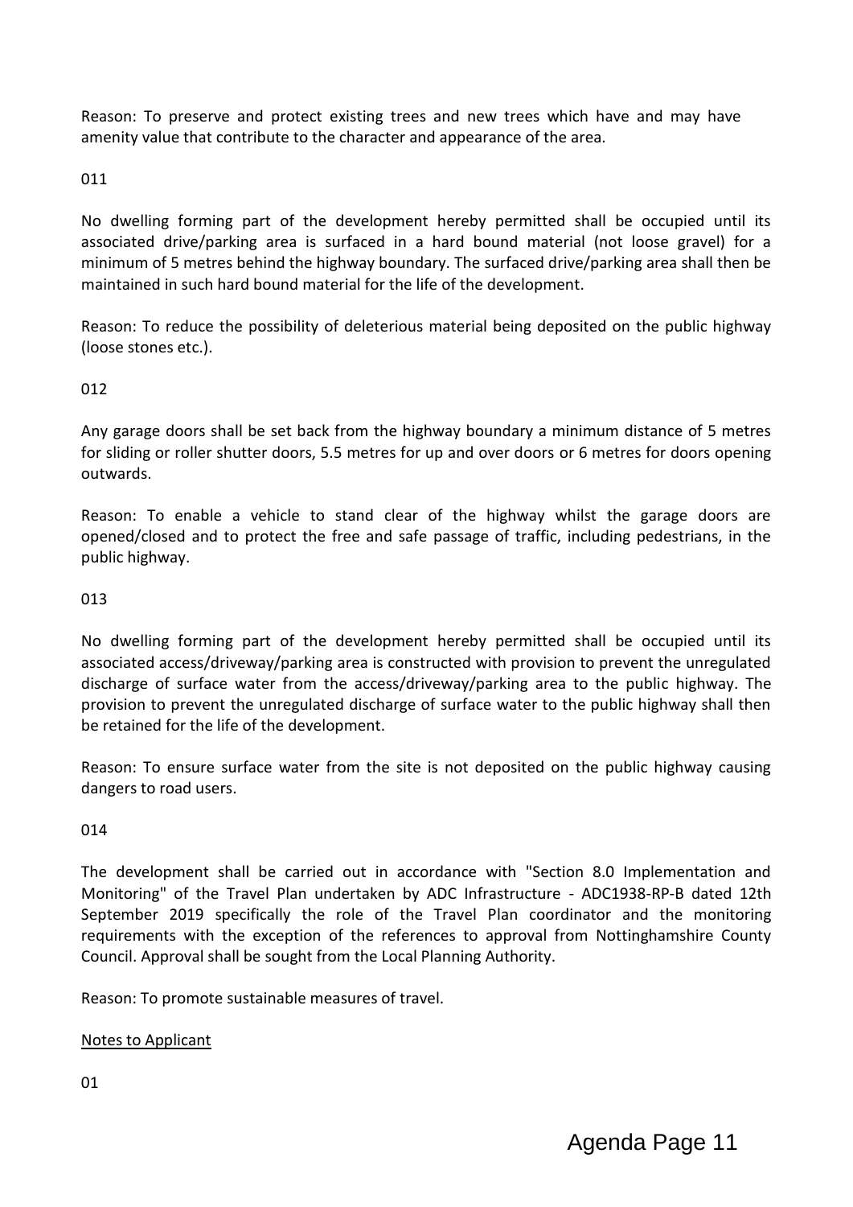Reason: To preserve and protect existing trees and new trees which have and may have amenity value that contribute to the character and appearance of the area.

011

No dwelling forming part of the development hereby permitted shall be occupied until its associated drive/parking area is surfaced in a hard bound material (not loose gravel) for a minimum of 5 metres behind the highway boundary. The surfaced drive/parking area shall then be maintained in such hard bound material for the life of the development.

Reason: To reduce the possibility of deleterious material being deposited on the public highway (loose stones etc.).

012

Any garage doors shall be set back from the highway boundary a minimum distance of 5 metres for sliding or roller shutter doors, 5.5 metres for up and over doors or 6 metres for doors opening outwards.

Reason: To enable a vehicle to stand clear of the highway whilst the garage doors are opened/closed and to protect the free and safe passage of traffic, including pedestrians, in the public highway.

013

No dwelling forming part of the development hereby permitted shall be occupied until its associated access/driveway/parking area is constructed with provision to prevent the unregulated discharge of surface water from the access/driveway/parking area to the public highway. The provision to prevent the unregulated discharge of surface water to the public highway shall then be retained for the life of the development.

Reason: To ensure surface water from the site is not deposited on the public highway causing dangers to road users.

014

The development shall be carried out in accordance with "Section 8.0 Implementation and Monitoring" of the Travel Plan undertaken by ADC Infrastructure - ADC1938-RP-B dated 12th September 2019 specifically the role of the Travel Plan coordinator and the monitoring requirements with the exception of the references to approval from Nottinghamshire County Council. Approval shall be sought from the Local Planning Authority.

Reason: To promote sustainable measures of travel.

<u>Notes to Applicant</u>

01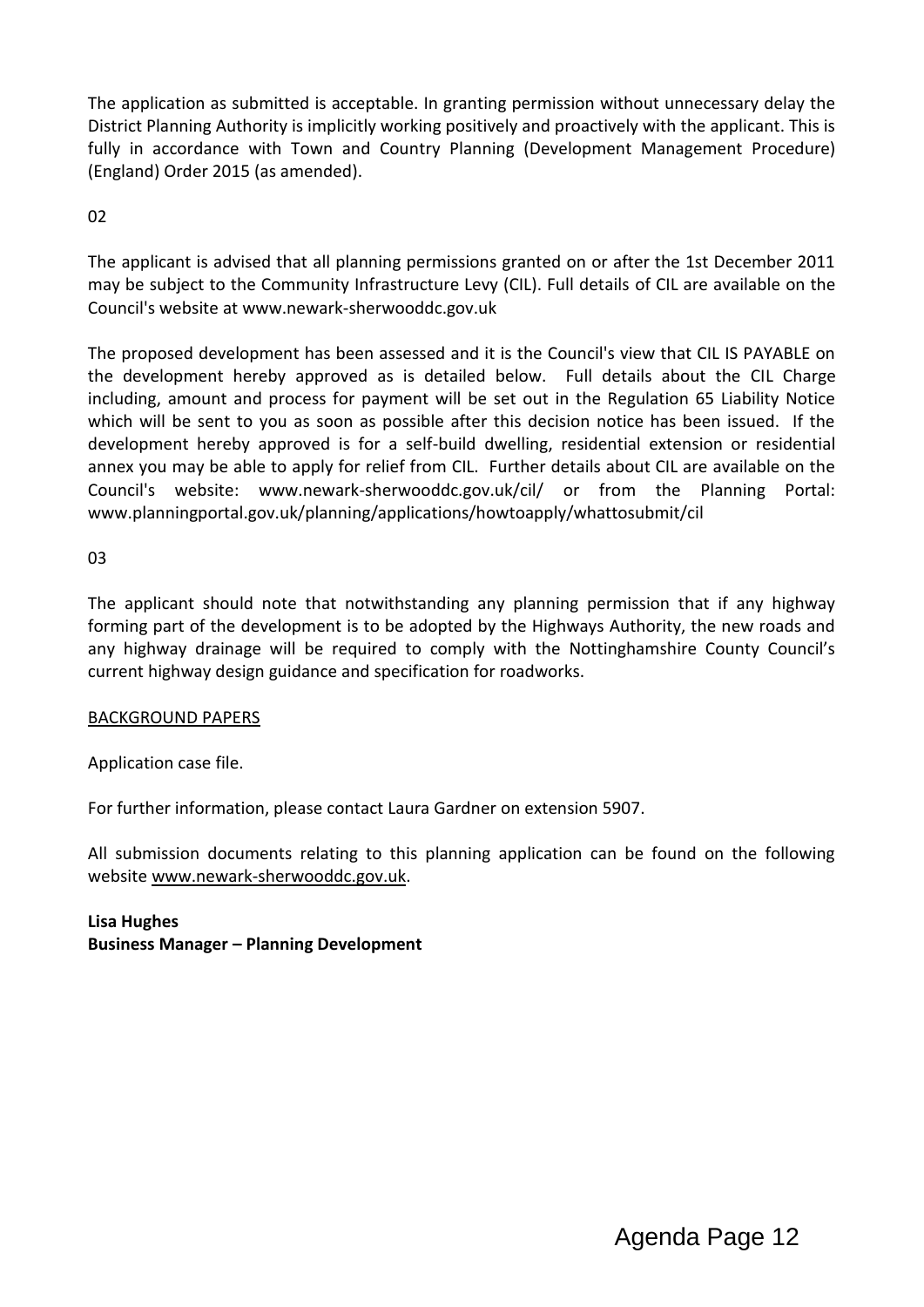The application as submitted is acceptable. In granting permission without unnecessary delay the District Planning Authority is implicitly working positively and proactively with the applicant. This is fully in accordance with Town and Country Planning (Development Management Procedure) (England) Order 2015 (as amended).

02

The applicant is advised that all planning permissions granted on or after the 1st December 2011 may be subject to the Community Infrastructure Levy (CIL). Full details of CIL are available on the Council's website at www.newark-sherwooddc.gov.uk

The proposed development has been assessed and it is the Council's view that CIL IS PAYABLE on the development hereby approved as is detailed below. Full details about the CIL Charge including, amount and process for payment will be set out in the Regulation 65 Liability Notice which will be sent to you as soon as possible after this decision notice has been issued. If the development hereby approved is for a self-build dwelling, residential extension or residential annex you may be able to apply for relief from CIL. Further details about CIL are available on the Council's website: www.newark-sherwooddc.gov.uk/cil/ or from the Planning Portal: www.planningportal.gov.uk/planning/applications/howtoapply/whattosubmit/cil

03

The applicant should note that notwithstanding any planning permission that if any highway forming part of the development is to be adopted by the Highways Authority, the new roads and any highway drainage will be required to comply with the Nottinghamshire County Council's current highway design guidance and specification for roadworks.

BACKGROUND PAPERS

Application case file.

For further information, please contact Laura Gardner on extension 5907.

All submission documents relating to this planning application can be found on the following website www.newark-sherwooddc.gov.uk.

**Lisa Hughes**
**Business Manager – Planning Development**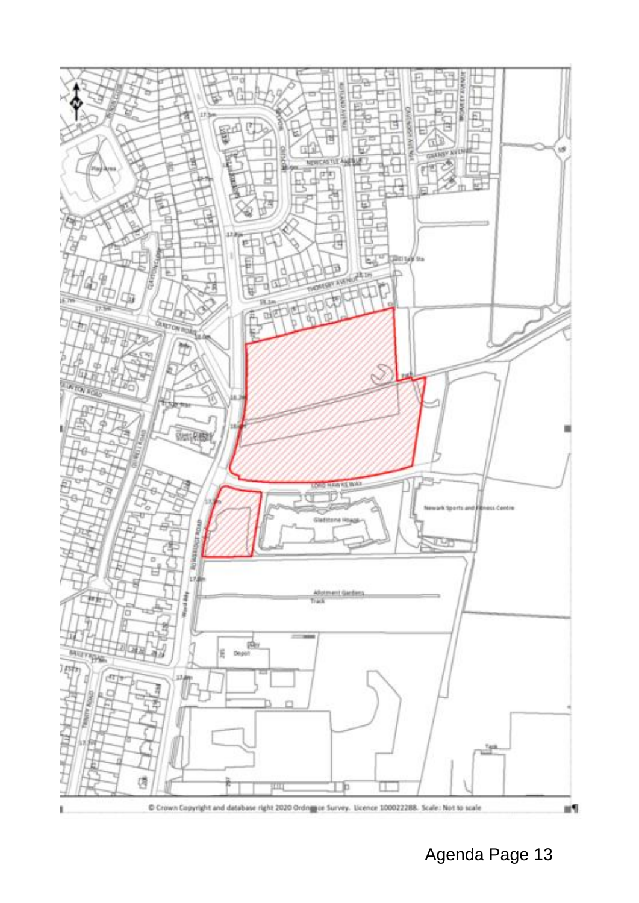© Crown Copyright and database right 2020 Ordnance Survey. Licence 100022288. Scale: Not to scale